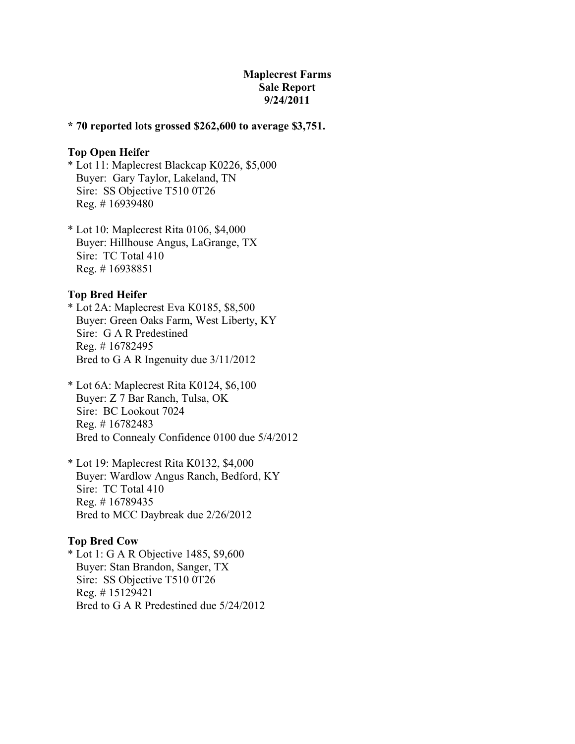**Maplecrest Farms**
**Sale Report**
**9/24/2011**

**\* 70 reported lots grossed $262,600 to average $3,751.**

**Top Open Heifer**

\* Lot 11: Maplecrest Blackcap K0226, $5,000
Buyer: Gary Taylor, Lakeland, TN
Sire: SS Objective T510 0T26
Reg. # 16939480

\* Lot 10: Maplecrest Rita 0106, $4,000
Buyer: Hillhouse Angus, LaGrange, TX
Sire: TC Total 410
Reg. # 16938851

**Top Bred Heifer**

\* Lot 2A: Maplecrest Eva K0185, $8,500
Buyer: Green Oaks Farm, West Liberty, KY
Sire: G A R Predestined
Reg. # 16782495
Bred to G A R Ingenuity due 3/11/2012

\* Lot 6A: Maplecrest Rita K0124, $6,100
Buyer: Z 7 Bar Ranch, Tulsa, OK
Sire: BC Lookout 7024
Reg. # 16782483
Bred to Connealy Confidence 0100 due 5/4/2012

\* Lot 19: Maplecrest Rita K0132, $4,000
Buyer: Wardlow Angus Ranch, Bedford, KY
Sire: TC Total 410
Reg. # 16789435
Bred to MCC Daybreak due 2/26/2012

**Top Bred Cow**

\* Lot 1: G A R Objective 1485, $9,600
Buyer: Stan Brandon, Sanger, TX
Sire: SS Objective T510 0T26
Reg. # 15129421
Bred to G A R Predestined due 5/24/2012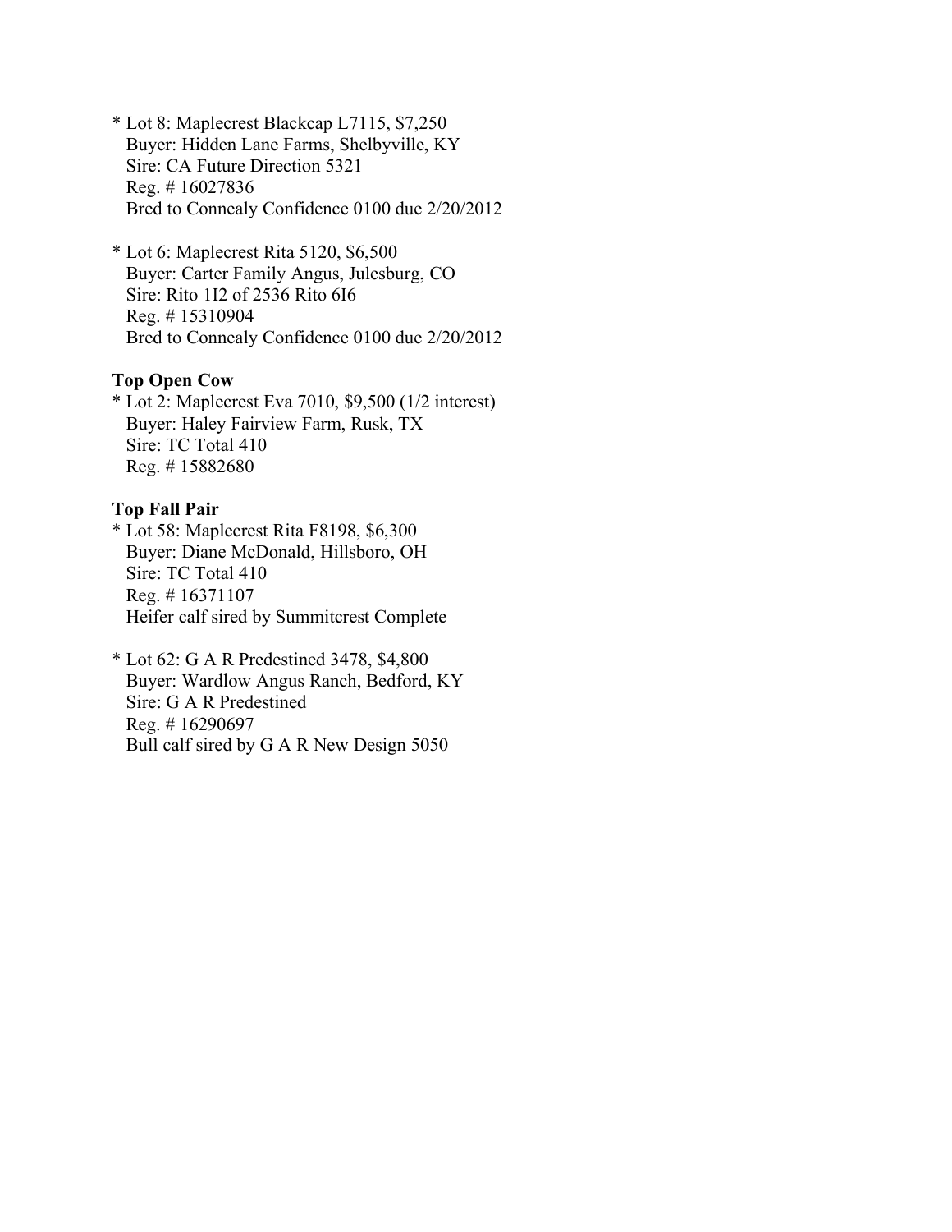* Lot 8: Maplecrest Blackcap L7115, $7,250
  Buyer: Hidden Lane Farms, Shelbyville, KY
  Sire: CA Future Direction 5321
  Reg. # 16027836
  Bred to Connealy Confidence 0100 due 2/20/2012

* Lot 6: Maplecrest Rita 5120, $6,500
  Buyer: Carter Family Angus, Julesburg, CO
  Sire: Rito 1I2 of 2536 Rito 6I6
  Reg. # 15310904
  Bred to Connealy Confidence 0100 due 2/20/2012

**Top Open Cow**

* Lot 2: Maplecrest Eva 7010, $9,500 (1/2 interest)
  Buyer: Haley Fairview Farm, Rusk, TX
  Sire: TC Total 410
  Reg. # 15882680

**Top Fall Pair**

* Lot 58: Maplecrest Rita F8198, $6,300
  Buyer: Diane McDonald, Hillsboro, OH
  Sire: TC Total 410
  Reg. # 16371107
  Heifer calf sired by Summitcrest Complete

* Lot 62: G A R Predestined 3478, $4,800
  Buyer: Wardlow Angus Ranch, Bedford, KY
  Sire: G A R Predestined
  Reg. # 16290697
  Bull calf sired by G A R New Design 5050